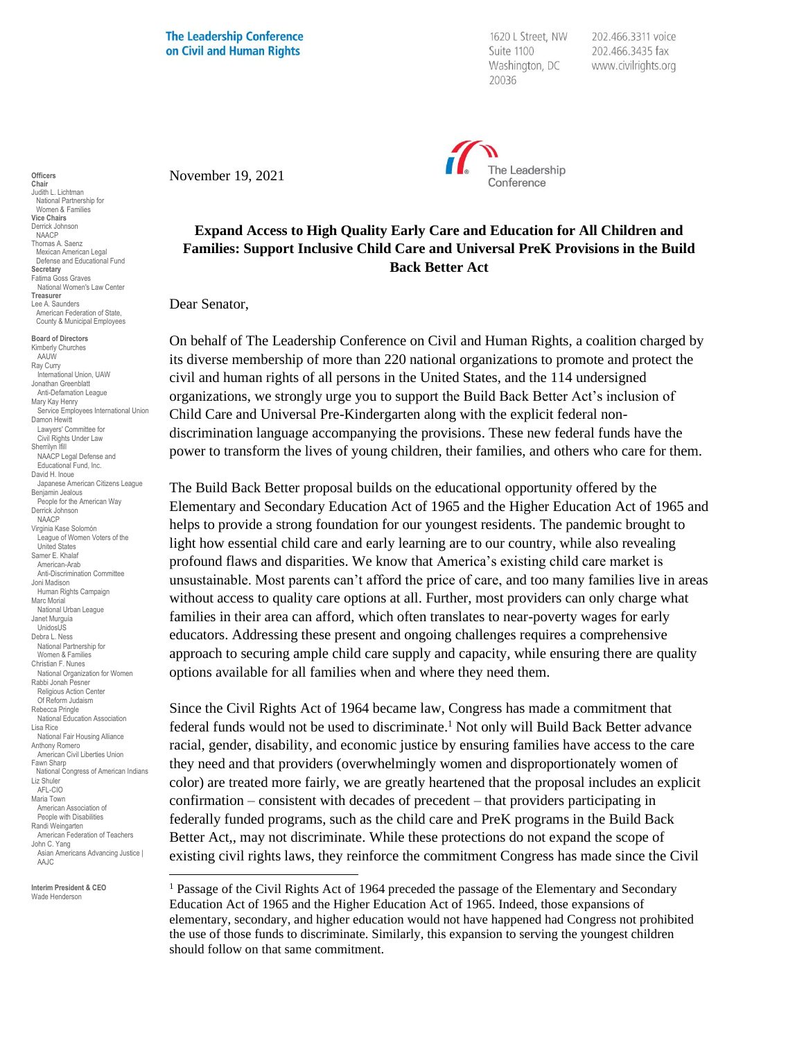The Leadership Conference on Civil and Human Rights

1620 L Street, NW
Suite 1100
Washington, DC
20036

202.466.3311 voice
202.466.3435 fax
www.civilrights.org

**Officers**
**Chair**
Judith L. Lichtman
National Partnership for Women & Families
**Vice Chairs**
Derrick Johnson
NAACP
Thomas A. Saenz
Mexican American Legal Defense and Educational Fund
**Secretary**
Fatima Goss Graves
National Women's Law Center
**Treasurer**
Lee A. Saunders
American Federation of State, County & Municipal Employees

**Board of Directors**
Kimberly Churches
AAUW
Ray Curry
International Union, UAW
Jonathan Greenblatt
Anti-Defamation League
Mary Kay Henry
Service Employees International Union
Damon Hewitt
Lawyers' Committee for Civil Rights Under Law
Sherrilyn Ifill
NAACP Legal Defense and Educational Fund, Inc.
David H. Inoue
Japanese American Citizens League
Benjamin Jealous
People for the American Way
Derrick Johnson
NAACP
Virginia Kase Solomón
League of Women Voters of the United States
Samer E. Khalaf
American-Arab Anti-Discrimination Committee
Joni Madison
Human Rights Campaign
Marc Morial
National Urban League
Janet Murguía
UnidosUS
Debra L. Ness
National Partnership for Women & Families
Christian F. Nunes
National Organization for Women
Rabbi Jonah Pesner
Religious Action Center Of Reform Judaism
Rebecca Pringle
National Education Association
Lisa Rice
National Fair Housing Alliance
Anthony Romero
American Civil Liberties Union
Fawn Sharp
National Congress of American Indians
Liz Shuler
AFL-CIO
Maria Town
American Association of People with Disabilities
Randi Weingarten
American Federation of Teachers
John C. Yang
Asian Americans Advancing Justice | AAJC

**Interim President & CEO**
Wade Henderson

November 19, 2021

**Expand Access to High Quality Early Care and Education for All Children and Families: Support Inclusive Child Care and Universal PreK Provisions in the Build Back Better Act**

Dear Senator,

On behalf of The Leadership Conference on Civil and Human Rights, a coalition charged by its diverse membership of more than 220 national organizations to promote and protect the civil and human rights of all persons in the United States, and the 114 undersigned organizations, we strongly urge you to support the Build Back Better Act's inclusion of Child Care and Universal Pre-Kindergarten along with the explicit federal non-discrimination language accompanying the provisions. These new federal funds have the power to transform the lives of young children, their families, and others who care for them.

The Build Back Better proposal builds on the educational opportunity offered by the Elementary and Secondary Education Act of 1965 and the Higher Education Act of 1965 and helps to provide a strong foundation for our youngest residents. The pandemic brought to light how essential child care and early learning are to our country, while also revealing profound flaws and disparities. We know that America's existing child care market is unsustainable. Most parents can't afford the price of care, and too many families live in areas without access to quality care options at all. Further, most providers can only charge what families in their area can afford, which often translates to near-poverty wages for early educators. Addressing these present and ongoing challenges requires a comprehensive approach to securing ample child care supply and capacity, while ensuring there are quality options available for all families when and where they need them.

Since the Civil Rights Act of 1964 became law, Congress has made a commitment that federal funds would not be used to discriminate.[1] Not only will Build Back Better advance racial, gender, disability, and economic justice by ensuring families have access to the care they need and that providers (overwhelmingly women and disproportionately women of color) are treated more fairly, we are greatly heartened that the proposal includes an explicit confirmation – consistent with decades of precedent – that providers participating in federally funded programs, such as the child care and PreK programs in the Build Back Better Act,, may not discriminate. While these protections do not expand the scope of existing civil rights laws, they reinforce the commitment Congress has made since the Civil

[1] Passage of the Civil Rights Act of 1964 preceded the passage of the Elementary and Secondary Education Act of 1965 and the Higher Education Act of 1965. Indeed, those expansions of elementary, secondary, and higher education would not have happened had Congress not prohibited the use of those funds to discriminate. Similarly, this expansion to serving the youngest children should follow on that same commitment.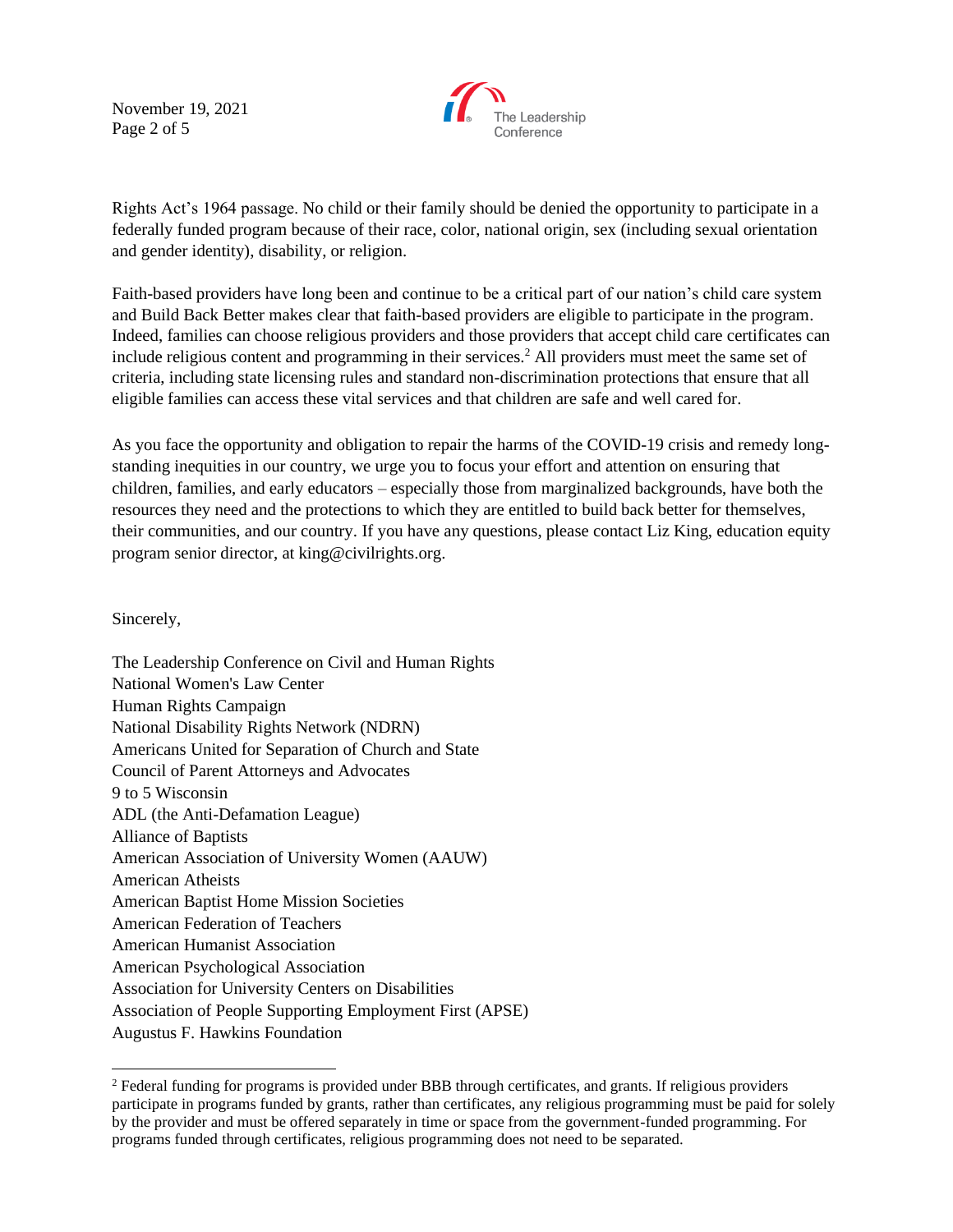Rights Act's 1964 passage. No child or their family should be denied the opportunity to participate in a federally funded program because of their race, color, national origin, sex (including sexual orientation and gender identity), disability, or religion.

Faith-based providers have long been and continue to be a critical part of our nation's child care system and Build Back Better makes clear that faith-based providers are eligible to participate in the program. Indeed, families can choose religious providers and those providers that accept child care certificates can include religious content and programming in their services.[2] All providers must meet the same set of criteria, including state licensing rules and standard non-discrimination protections that ensure that all eligible families can access these vital services and that children are safe and well cared for.

As you face the opportunity and obligation to repair the harms of the COVID-19 crisis and remedy long-standing inequities in our country, we urge you to focus your effort and attention on ensuring that children, families, and early educators – especially those from marginalized backgrounds, have both the resources they need and the protections to which they are entitled to build back better for themselves, their communities, and our country. If you have any questions, please contact Liz King, education equity program senior director, at king@civilrights.org.

Sincerely,

The Leadership Conference on Civil and Human Rights
National Women's Law Center
Human Rights Campaign
National Disability Rights Network (NDRN)
Americans United for Separation of Church and State
Council of Parent Attorneys and Advocates
9 to 5 Wisconsin
ADL (the Anti-Defamation League)
Alliance of Baptists
American Association of University Women (AAUW)
American Atheists
American Baptist Home Mission Societies
American Federation of Teachers
American Humanist Association
American Psychological Association
Association for University Centers on Disabilities
Association of People Supporting Employment First (APSE)
Augustus F. Hawkins Foundation

[2] Federal funding for programs is provided under BBB through certificates, and grants. If religious providers participate in programs funded by grants, rather than certificates, any religious programming must be paid for solely by the provider and must be offered separately in time or space from the government-funded programming. For programs funded through certificates, religious programming does not need to be separated.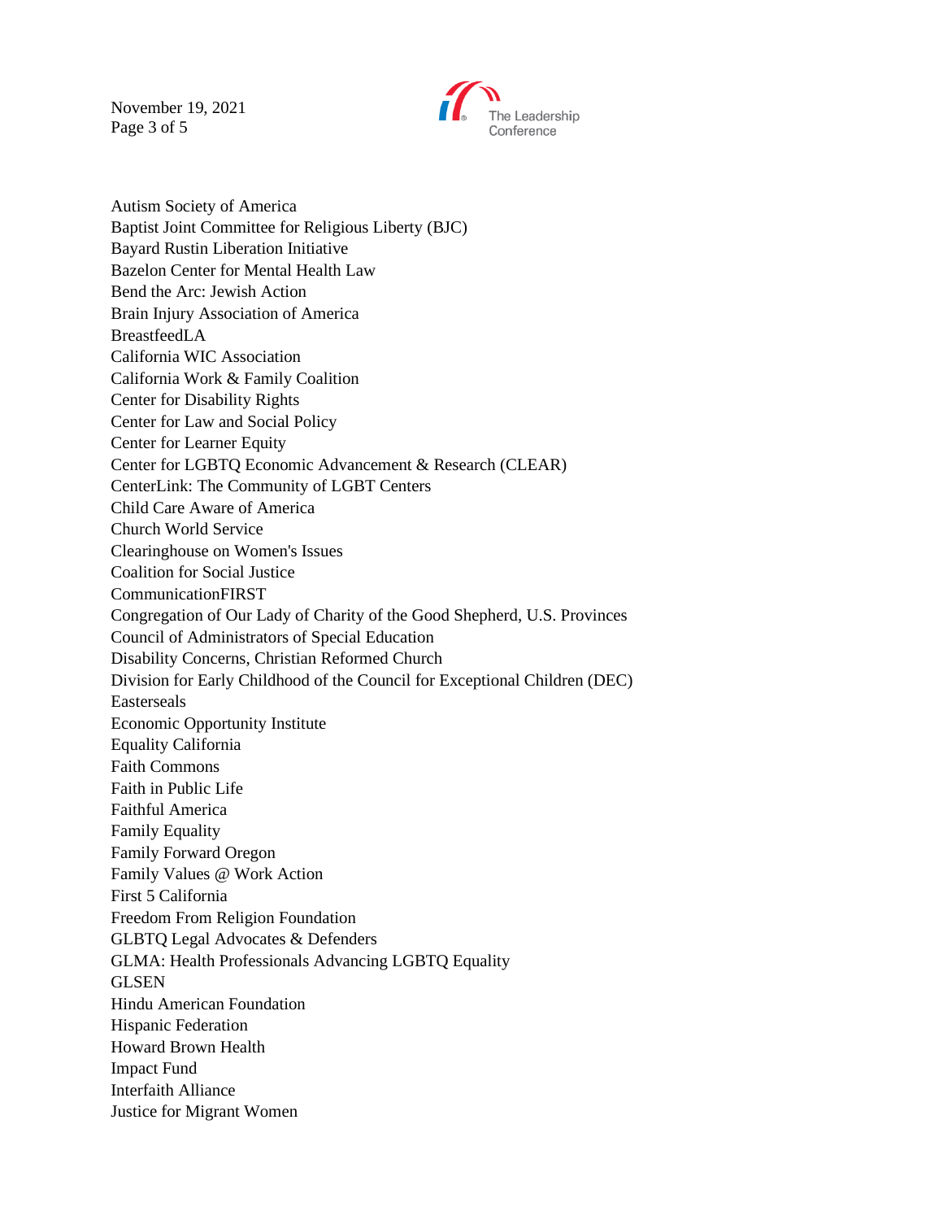Autism Society of America
Baptist Joint Committee for Religious Liberty (BJC)
Bayard Rustin Liberation Initiative
Bazelon Center for Mental Health Law
Bend the Arc: Jewish Action
Brain Injury Association of America
BreastfeedLA
California WIC Association
California Work & Family Coalition
Center for Disability Rights
Center for Law and Social Policy
Center for Learner Equity
Center for LGBTQ Economic Advancement & Research (CLEAR)
CenterLink: The Community of LGBT Centers
Child Care Aware of America
Church World Service
Clearinghouse on Women's Issues
Coalition for Social Justice
CommunicationFIRST
Congregation of Our Lady of Charity of the Good Shepherd, U.S. Provinces
Council of Administrators of Special Education
Disability Concerns, Christian Reformed Church
Division for Early Childhood of the Council for Exceptional Children (DEC)
Easterseals
Economic Opportunity Institute
Equality California
Faith Commons
Faith in Public Life
Faithful America
Family Equality
Family Forward Oregon
Family Values @ Work Action
First 5 California
Freedom From Religion Foundation
GLBTQ Legal Advocates & Defenders
GLMA: Health Professionals Advancing LGBTQ Equality
GLSEN
Hindu American Foundation
Hispanic Federation
Howard Brown Health
Impact Fund
Interfaith Alliance
Justice for Migrant Women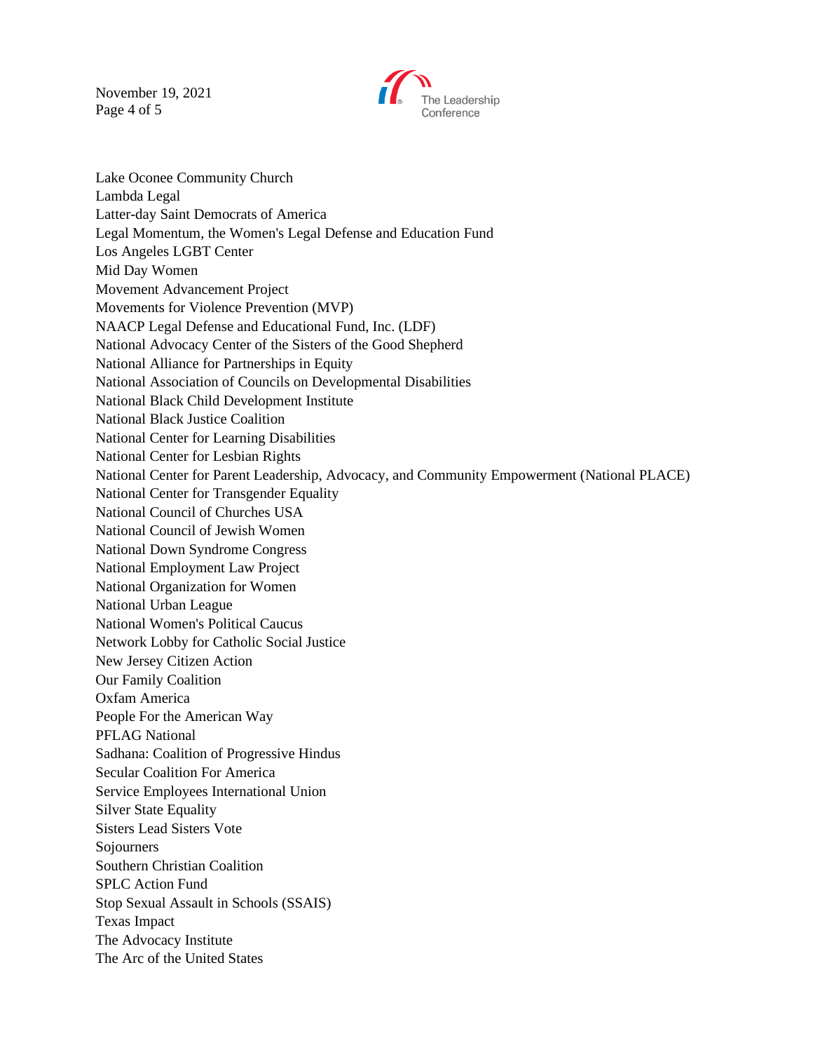Lake Oconee Community Church
Lambda Legal
Latter-day Saint Democrats of America
Legal Momentum, the Women's Legal Defense and Education Fund
Los Angeles LGBT Center
Mid Day Women
Movement Advancement Project
Movements for Violence Prevention (MVP)
NAACP Legal Defense and Educational Fund, Inc. (LDF)
National Advocacy Center of the Sisters of the Good Shepherd
National Alliance for Partnerships in Equity
National Association of Councils on Developmental Disabilities
National Black Child Development Institute
National Black Justice Coalition
National Center for Learning Disabilities
National Center for Lesbian Rights
National Center for Parent Leadership, Advocacy, and Community Empowerment (National PLACE)
National Center for Transgender Equality
National Council of Churches USA
National Council of Jewish Women
National Down Syndrome Congress
National Employment Law Project
National Organization for Women
National Urban League
National Women's Political Caucus
Network Lobby for Catholic Social Justice
New Jersey Citizen Action
Our Family Coalition
Oxfam America
People For the American Way
PFLAG National
Sadhana: Coalition of Progressive Hindus
Secular Coalition For America
Service Employees International Union
Silver State Equality
Sisters Lead Sisters Vote
Sojourners
Southern Christian Coalition
SPLC Action Fund
Stop Sexual Assault in Schools (SSAIS)
Texas Impact
The Advocacy Institute
The Arc of the United States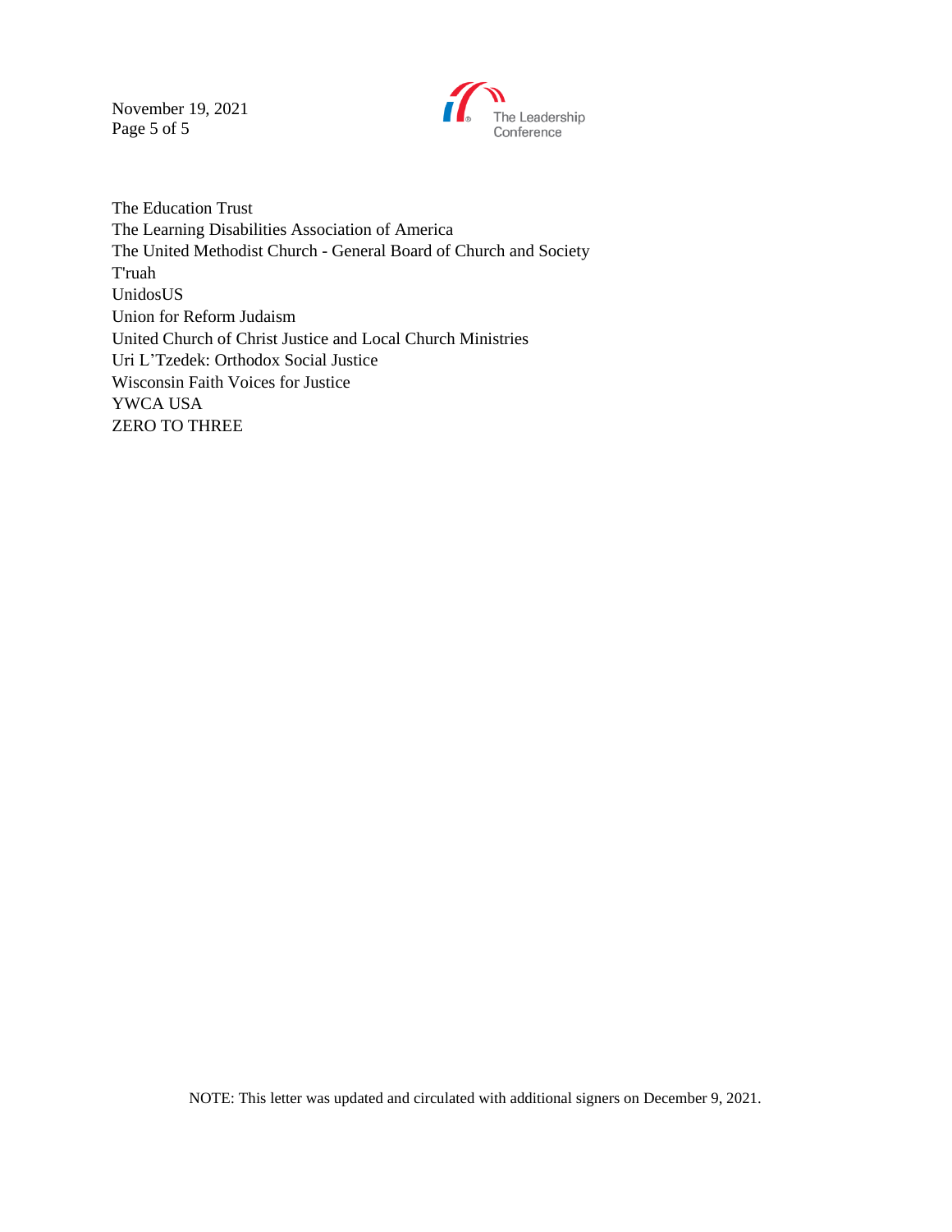The Education Trust
The Learning Disabilities Association of America
The United Methodist Church - General Board of Church and Society
T'ruah
UnidosUS
Union for Reform Judaism
United Church of Christ Justice and Local Church Ministries
Uri L'Tzedek: Orthodox Social Justice
Wisconsin Faith Voices for Justice
YWCA USA
ZERO TO THREE

NOTE: This letter was updated and circulated with additional signers on December 9, 2021.